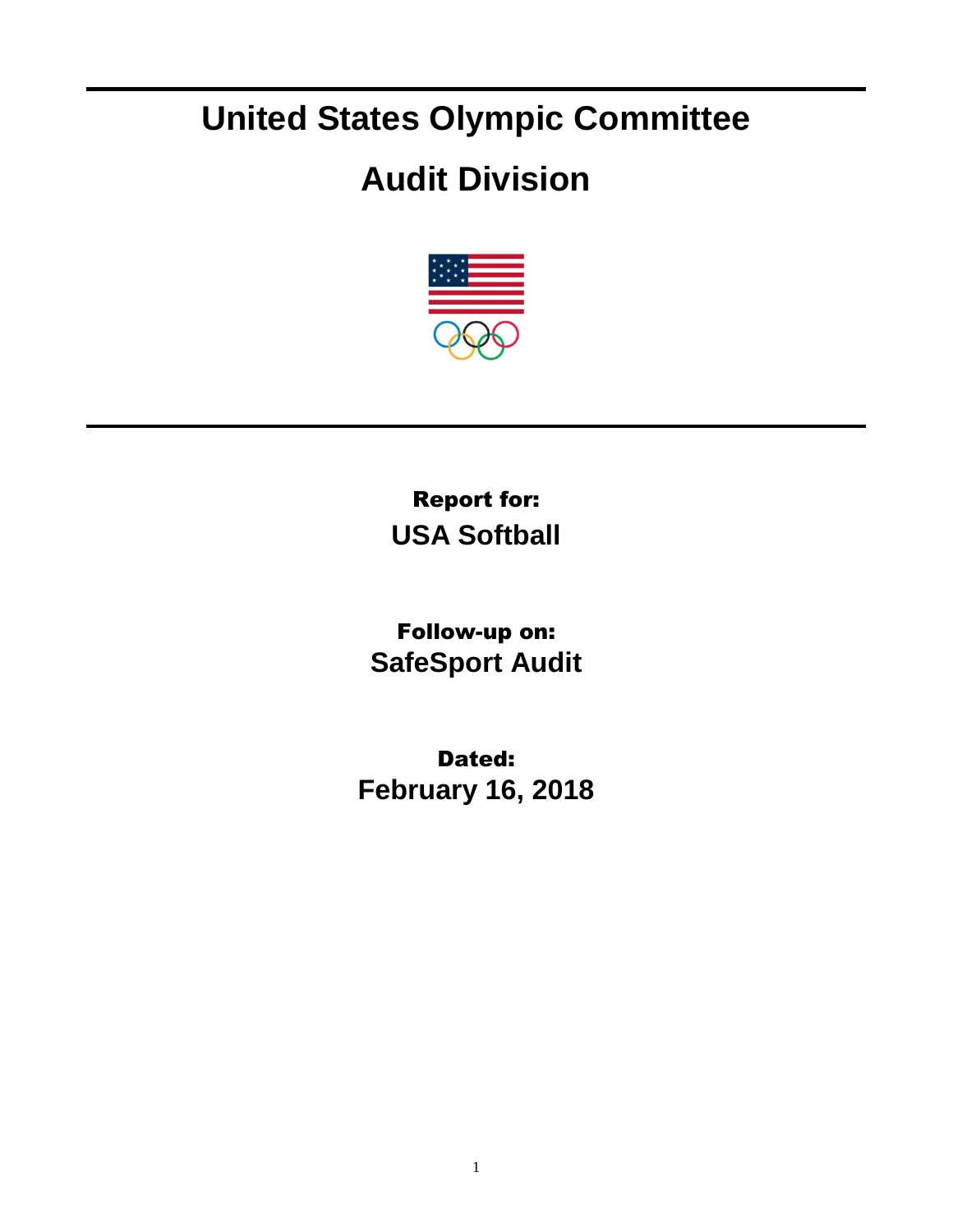# United States Olympic Committee

# Audit Division

**Report for:**
**USA Softball**

**Follow-up on:**
**SafeSport Audit**

**Dated:**
**February 16, 2018**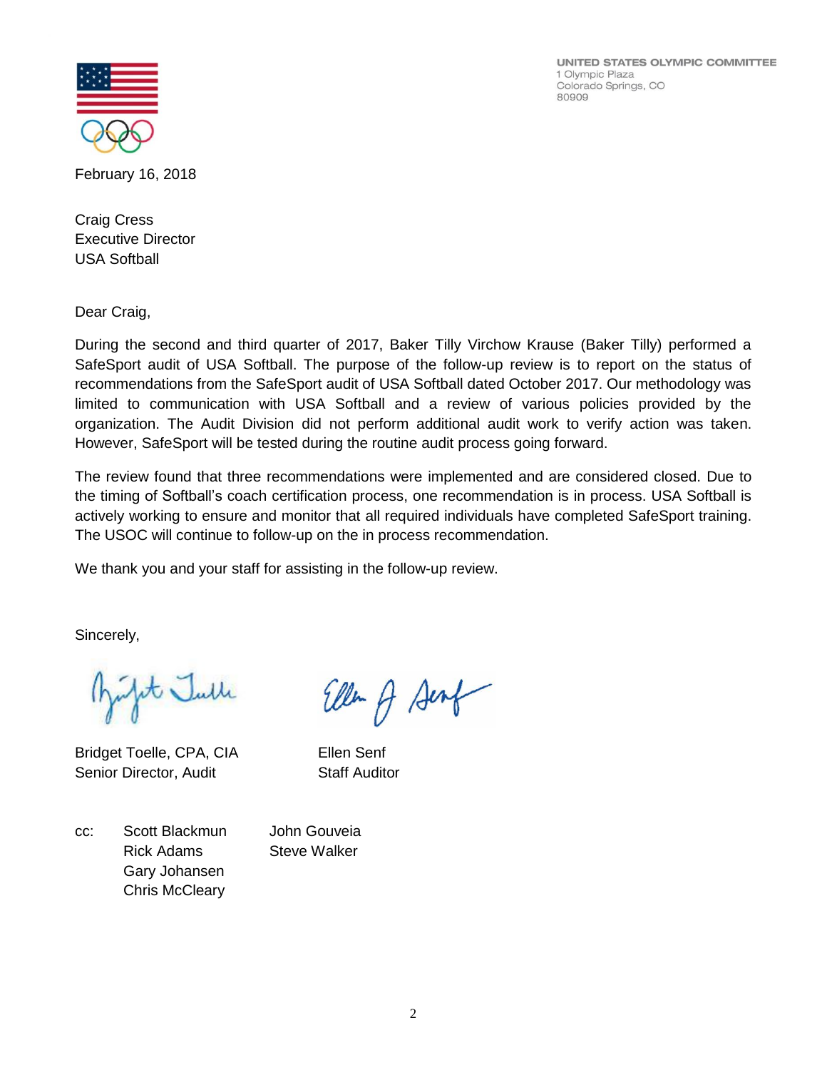UNITED STATES OLYMPIC COMMITTEE
1 Olympic Plaza
Colorado Springs, CO
80909

February 16, 2018

Craig Cress
Executive Director
USA Softball

Dear Craig,

During the second and third quarter of 2017, Baker Tilly Virchow Krause (Baker Tilly) performed a SafeSport audit of USA Softball. The purpose of the follow-up review is to report on the status of recommendations from the SafeSport audit of USA Softball dated October 2017. Our methodology was limited to communication with USA Softball and a review of various policies provided by the organization. The Audit Division did not perform additional audit work to verify action was taken. However, SafeSport will be tested during the routine audit process going forward.

The review found that three recommendations were implemented and are considered closed. Due to the timing of Softball's coach certification process, one recommendation is in process. USA Softball is actively working to ensure and monitor that all required individuals have completed SafeSport training. The USOC will continue to follow-up on the in process recommendation.

We thank you and your staff for assisting in the follow-up review.

Sincerely,

Bridget Toelle, CPA, CIA
Senior Director, Audit

Ellen Senf
Staff Auditor

cc: Scott Blackmun
Rick Adams
Gary Johansen
Chris McCleary
John Gouveia
Steve Walker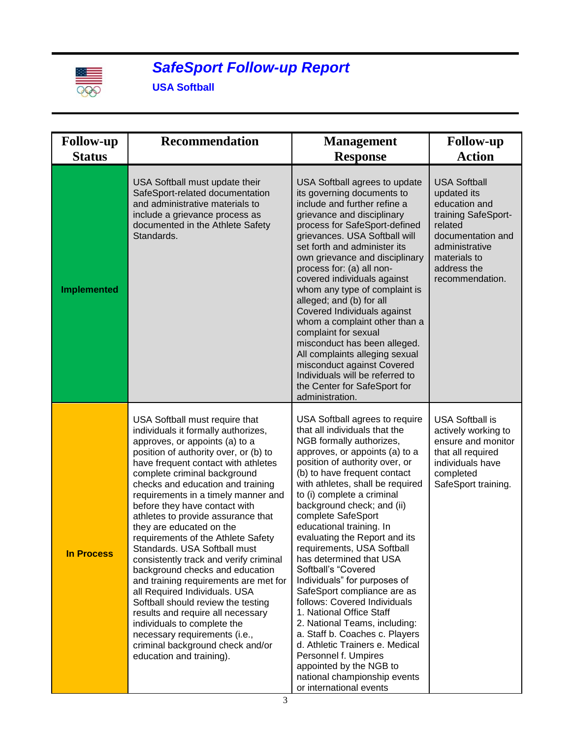# *SafeSport Follow-up Report*

**USA Softball**

| Follow-up Status | Recommendation | Management Response | Follow-up Action |
|---|---|---|---|
| **Implemented** | USA Softball must update their SafeSport-related documentation and administrative materials to include a grievance process as documented in the Athlete Safety Standards. | USA Softball agrees to update its governing documents to include and further refine a grievance and disciplinary process for SafeSport-defined grievances. USA Softball will set forth and administer its own grievance and disciplinary process for: (a) all non-covered individuals against whom any type of complaint is alleged; and (b) for all Covered Individuals against whom a complaint other than a complaint for sexual misconduct has been alleged. All complaints alleging sexual misconduct against Covered Individuals will be referred to the Center for SafeSport for administration. | USA Softball updated its education and training SafeSport-related documentation and administrative materials to address the recommendation. |
| **In Process** | USA Softball must require that individuals it formally authorizes, approves, or appoints (a) to a position of authority over, or (b) to have frequent contact with athletes complete criminal background checks and education and training requirements in a timely manner and before they have contact with athletes to provide assurance that they are educated on the requirements of the Athlete Safety Standards. USA Softball must consistently track and verify criminal background checks and education and training requirements are met for all Required Individuals. USA Softball should review the testing results and require all necessary individuals to complete the necessary requirements (i.e., criminal background check and/or education and training). | USA Softball agrees to require that all individuals that the NGB formally authorizes, approves, or appoints (a) to a position of authority over, or (b) to have frequent contact with athletes, shall be required to (i) complete a criminal background check; and (ii) complete SafeSport educational training. In evaluating the Report and its requirements, USA Softball has determined that USA Softball's "Covered Individuals" for purposes of SafeSport compliance are as follows: Covered Individuals 1. National Office Staff 2. National Teams, including: a. Staff b. Coaches c. Players d. Athletic Trainers e. Medical Personnel f. Umpires appointed by the NGB to national championship events or international events | USA Softball is actively working to ensure and monitor that all required individuals have completed SafeSport training. |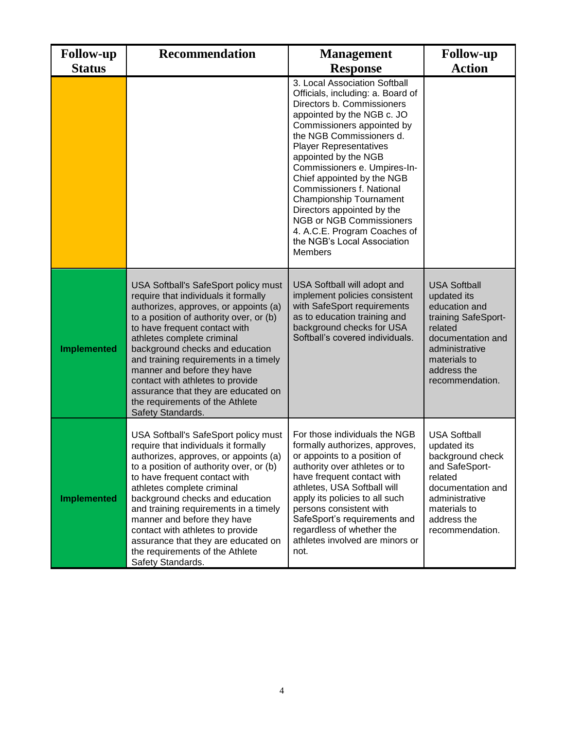| Follow-up Status | Recommendation | Management Response | Follow-up Action |
|---|---|---|---|
| | | 3. Local Association Softball Officials, including: a. Board of Directors b. Commissioners appointed by the NGB c. JO Commissioners appointed by the NGB Commissioners d. Player Representatives appointed by the NGB Commissioners e. Umpires-In-Chief appointed by the NGB Commissioners f. National Championship Tournament Directors appointed by the NGB or NGB Commissioners 4. A.C.E. Program Coaches of the NGB's Local Association Members | |
| **Implemented** | USA Softball's SafeSport policy must require that individuals it formally authorizes, approves, or appoints (a) to a position of authority over, or (b) to have frequent contact with athletes complete criminal background checks and education and training requirements in a timely manner and before they have contact with athletes to provide assurance that they are educated on the requirements of the Athlete Safety Standards. | USA Softball will adopt and implement policies consistent with SafeSport requirements as to education training and background checks for USA Softball's covered individuals. | USA Softball updated its education and training SafeSport-related documentation and administrative materials to address the recommendation. |
| **Implemented** | USA Softball's SafeSport policy must require that individuals it formally authorizes, approves, or appoints (a) to a position of authority over, or (b) to have frequent contact with athletes complete criminal background checks and education and training requirements in a timely manner and before they have contact with athletes to provide assurance that they are educated on the requirements of the Athlete Safety Standards. | For those individuals the NGB formally authorizes, approves, or appoints to a position of authority over athletes or to have frequent contact with athletes, USA Softball will apply its policies to all such persons consistent with SafeSport's requirements and regardless of whether the athletes involved are minors or not. | USA Softball updated its background check and SafeSport-related documentation and administrative materials to address the recommendation. |